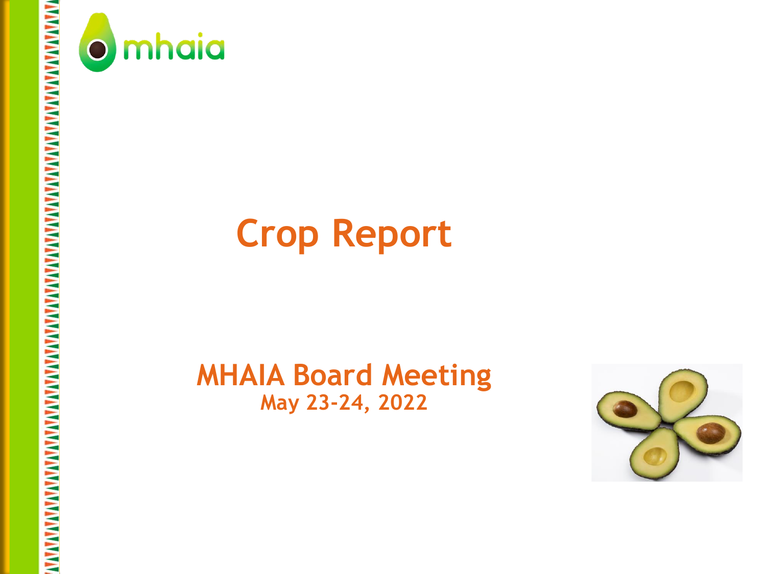mhaia

# Crop Report

## MHAIA Board Meeting

**May 23-24, 2022**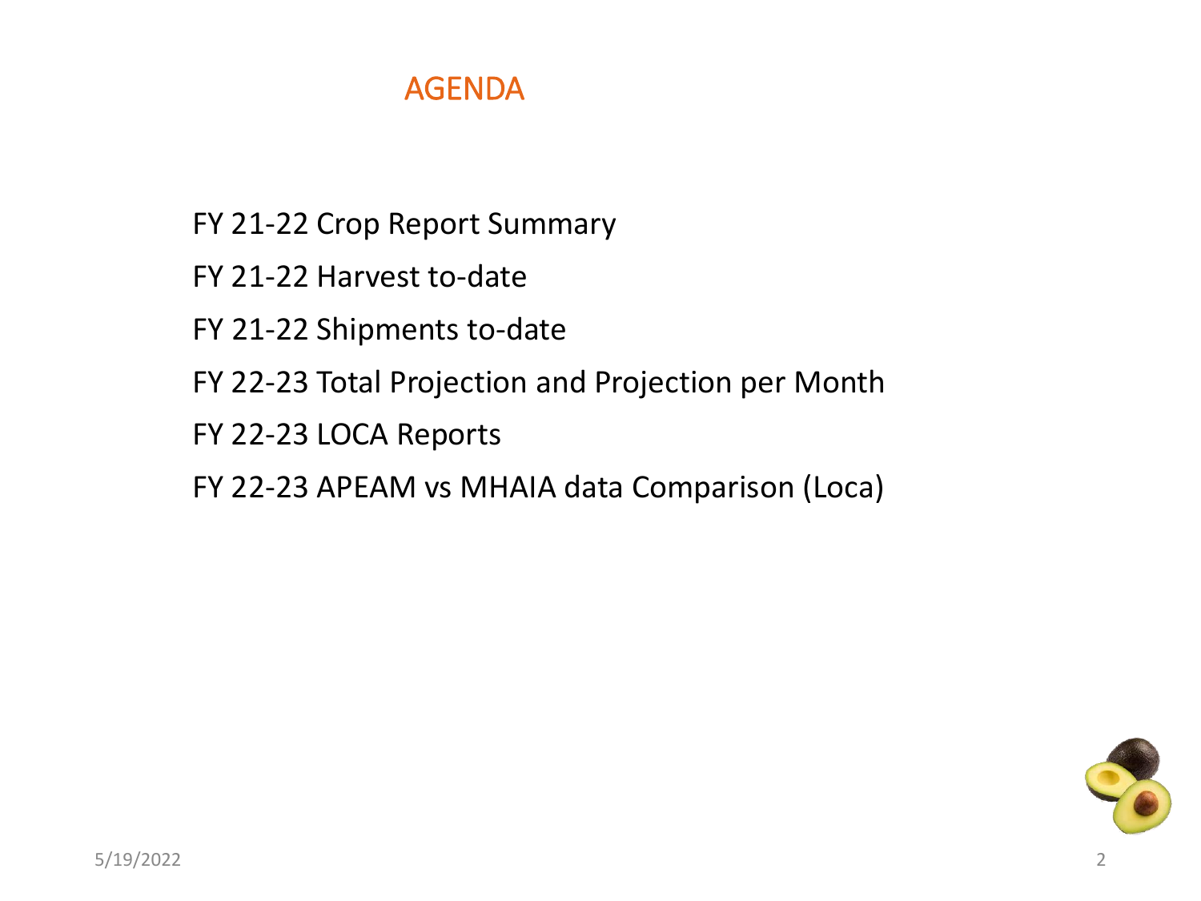# AGENDA

FY 21-22 Crop Report Summary

FY 21-22 Harvest to-date

FY 21-22 Shipments to-date

FY 22-23 Total Projection and Projection per Month

FY 22-23 LOCA Reports

FY 22-23 APEAM vs MHAIA data Comparison (Loca)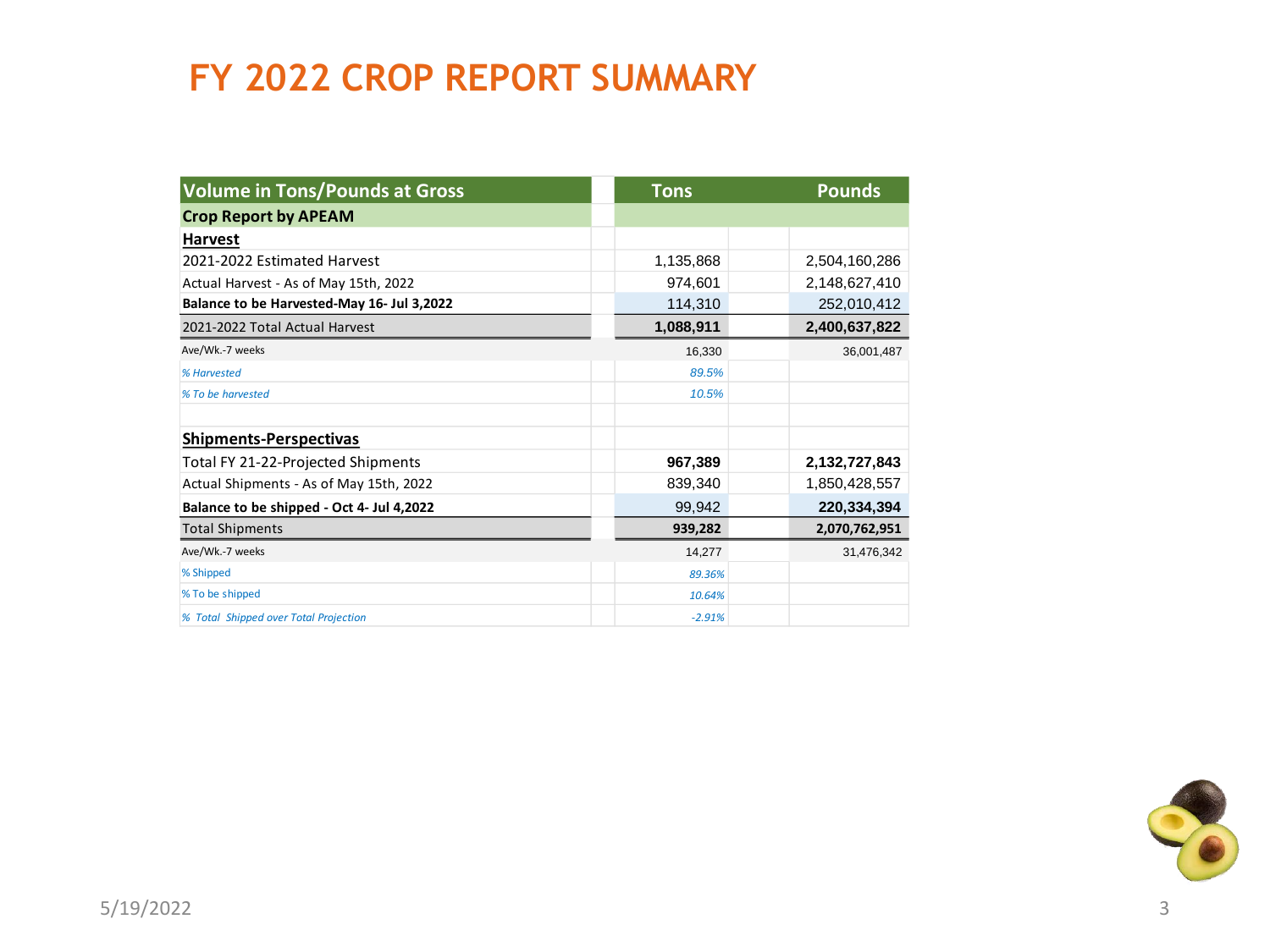# FY 2022 CROP REPORT SUMMARY

| Volume in Tons/Pounds at Gross | Tons | Pounds |
|---|---|---|
| **Crop Report by APEAM** | | |
| **Harvest** | | |
| 2021-2022 Estimated Harvest | 1,135,868 | 2,504,160,286 |
| Actual Harvest - As of May 15th, 2022 | 974,601 | 2,148,627,410 |
| **Balance to be Harvested-May 16- Jul 3,2022** | 114,310 | 252,010,412 |
| 2021-2022 Total Actual Harvest | **1,088,911** | **2,400,637,822** |
| Ave/Wk.-7 weeks | 16,330 | 36,001,487 |
| *% Harvested* | *89.5%* | |
| *% To be harvested* | *10.5%* | |
| | | |
| **Shipments-Perspectivas** | | |
| Total FY 21-22-Projected Shipments | **967,389** | **2,132,727,843** |
| Actual Shipments - As of May 15th, 2022 | 839,340 | 1,850,428,557 |
| **Balance to be shipped - Oct 4- Jul 4,2022** | 99,942 | **220,334,394** |
| Total Shipments | **939,282** | **2,070,762,951** |
| Ave/Wk.-7 weeks | 14,277 | 31,476,342 |
| % Shipped | *89.36%* | |
| % To be shipped | *10.64%* | |
| *% Total Shipped over Total Projection* | *-2.91%* | |

5/19/2022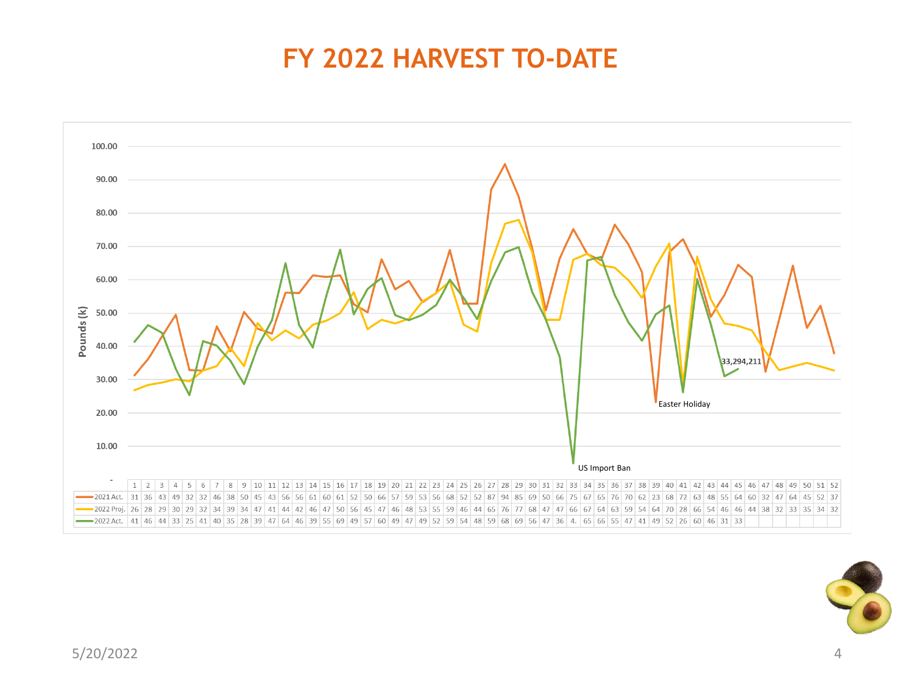# FY 2022 HARVEST TO-DATE

Pounds (k)

| | 1 | 2 | 3 | 4 | 5 | 6 | 7 | 8 | 9 | 10 | 11 | 12 | 13 | 14 | 15 | 16 | 17 | 18 | 19 | 20 | 21 | 22 | 23 | 24 | 25 | 26 | 27 | 28 | 29 | 30 | 31 | 32 | 33 | 34 | 35 | 36 | 37 | 38 | 39 | 40 | 41 | 42 | 43 | 44 | 45 | 46 | 47 | 48 | 49 | 50 | 51 | 52 |
|---|---|---|---|---|---|---|---|---|---|---|---|---|---|---|---|---|---|---|---|---|---|---|---|---|---|---|---|---|---|---|---|---|---|---|---|---|---|---|---|---|---|---|---|---|---|---|---|---|---|---|---|---|
| 2021 Act. | 31 | 36 | 43 | 49 | 32 | 32 | 46 | 38 | 50 | 45 | 43 | 56 | 56 | 61 | 60 | 61 | 52 | 50 | 66 | 57 | 59 | 53 | 56 | 68 | 52 | 52 | 87 | 94 | 85 | 69 | 50 | 66 | 75 | 67 | 65 | 76 | 70 | 62 | 23 | 68 | 72 | 63 | 48 | 55 | 64 | 60 | 32 | 47 | 64 | 45 | 52 | 37 |
| 2022 Proj. | 26 | 28 | 29 | 30 | 29 | 32 | 34 | 39 | 34 | 47 | 41 | 44 | 42 | 46 | 47 | 50 | 56 | 45 | 47 | 46 | 48 | 53 | 55 | 59 | 46 | 44 | 65 | 76 | 77 | 68 | 47 | 47 | 66 | 67 | 64 | 63 | 59 | 54 | 64 | 70 | 28 | 66 | 54 | 46 | 46 | 44 | 38 | 32 | 33 | 35 | 34 | 32 |
| 2022 Act. | 41 | 46 | 44 | 33 | 25 | 41 | 40 | 35 | 28 | 39 | 47 | 64 | 46 | 39 | 55 | 69 | 49 | 57 | 60 | 49 | 47 | 49 | 52 | 59 | 54 | 48 | 59 | 68 | 69 | 56 | 47 | 36 | 4. | 65 | 66 | 55 | 47 | 41 | 49 | 52 | 26 | 60 | 46 | 31 | 33 | | | | | | | |

33,294,211

US Import Ban

Easter Holiday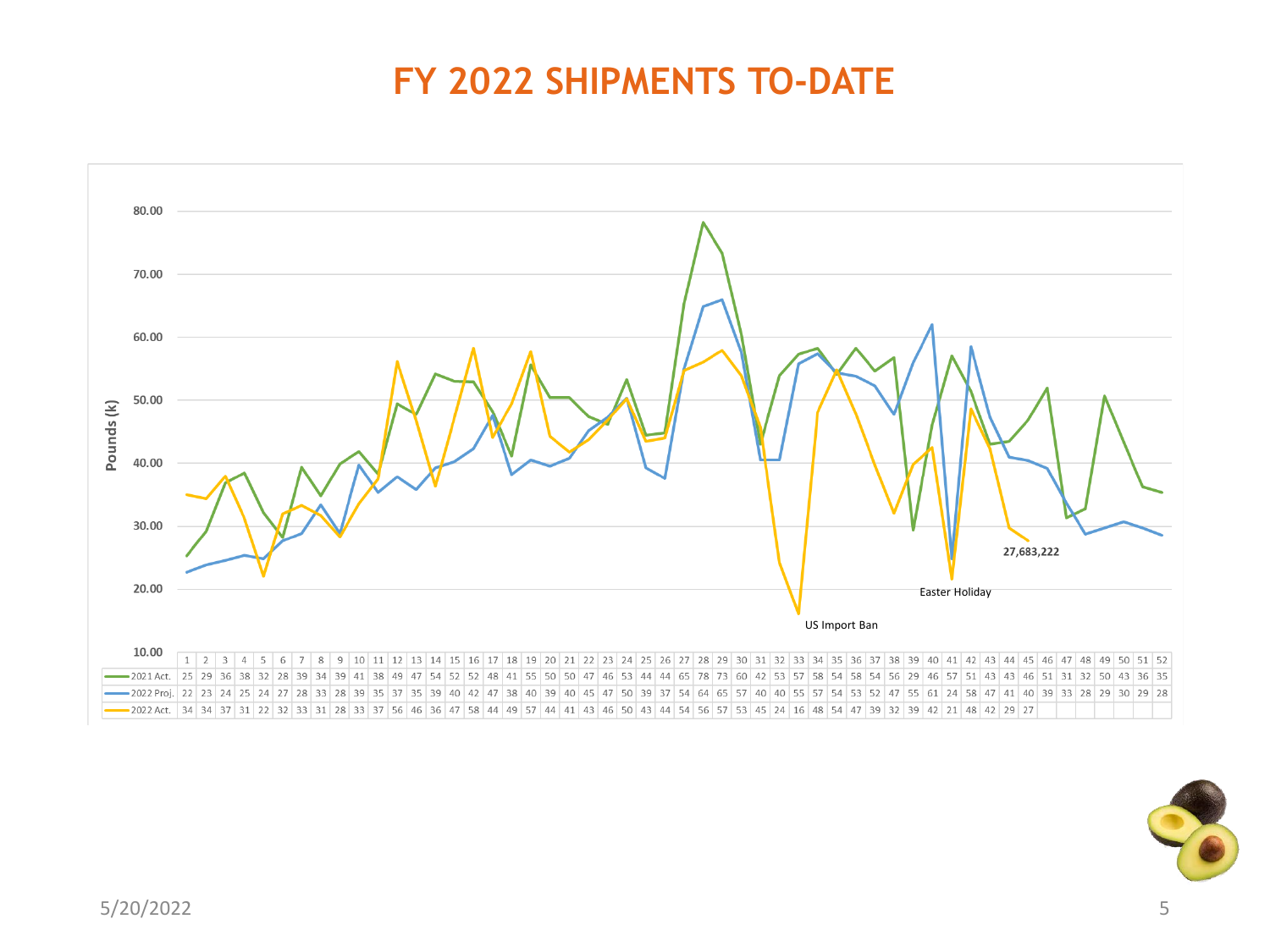# FY 2022 SHIPMENTS TO-DATE

Pounds (k)

US Import Ban

Easter Holiday

27,683,222

| | 1 | 2 | 3 | 4 | 5 | 6 | 7 | 8 | 9 | 10 | 11 | 12 | 13 | 14 | 15 | 16 | 17 | 18 | 19 | 20 | 21 | 22 | 23 | 24 | 25 | 26 | 27 | 28 | 29 | 30 | 31 | 32 | 33 | 34 | 35 | 36 | 37 | 38 | 39 | 40 | 41 | 42 | 43 | 44 | 45 | 46 | 47 | 48 | 49 | 50 | 51 | 52 |
|---|---|---|---|---|---|---|---|---|---|---|---|---|---|---|---|---|---|---|---|---|---|---|---|---|---|---|---|---|---|---|---|---|---|---|---|---|---|---|---|---|---|---|---|---|---|---|---|---|---|---|---|---|
| 2021 Act. | 25 | 29 | 36 | 38 | 32 | 28 | 39 | 34 | 39 | 41 | 38 | 49 | 47 | 54 | 52 | 52 | 48 | 41 | 55 | 50 | 50 | 47 | 46 | 53 | 44 | 44 | 65 | 78 | 73 | 60 | 42 | 53 | 57 | 58 | 54 | 58 | 54 | 56 | 29 | 46 | 57 | 51 | 43 | 43 | 46 | 51 | 31 | 32 | 50 | 43 | 36 | 35 |
| 2022 Proj. | 22 | 23 | 24 | 25 | 24 | 27 | 28 | 33 | 28 | 39 | 35 | 37 | 35 | 39 | 40 | 42 | 47 | 38 | 40 | 39 | 40 | 45 | 47 | 50 | 39 | 37 | 54 | 64 | 65 | 57 | 40 | 40 | 55 | 57 | 54 | 53 | 52 | 47 | 55 | 61 | 24 | 58 | 47 | 41 | 40 | 39 | 33 | 28 | 29 | 30 | 29 | 28 |
| 2022 Act. | 34 | 34 | 37 | 31 | 22 | 32 | 33 | 31 | 28 | 33 | 37 | 56 | 46 | 36 | 47 | 58 | 44 | 49 | 57 | 44 | 41 | 43 | 46 | 50 | 43 | 44 | 54 | 56 | 57 | 53 | 45 | 24 | 16 | 48 | 54 | 47 | 39 | 32 | 39 | 42 | 21 | 48 | 42 | 29 | 27 | | | | | | | |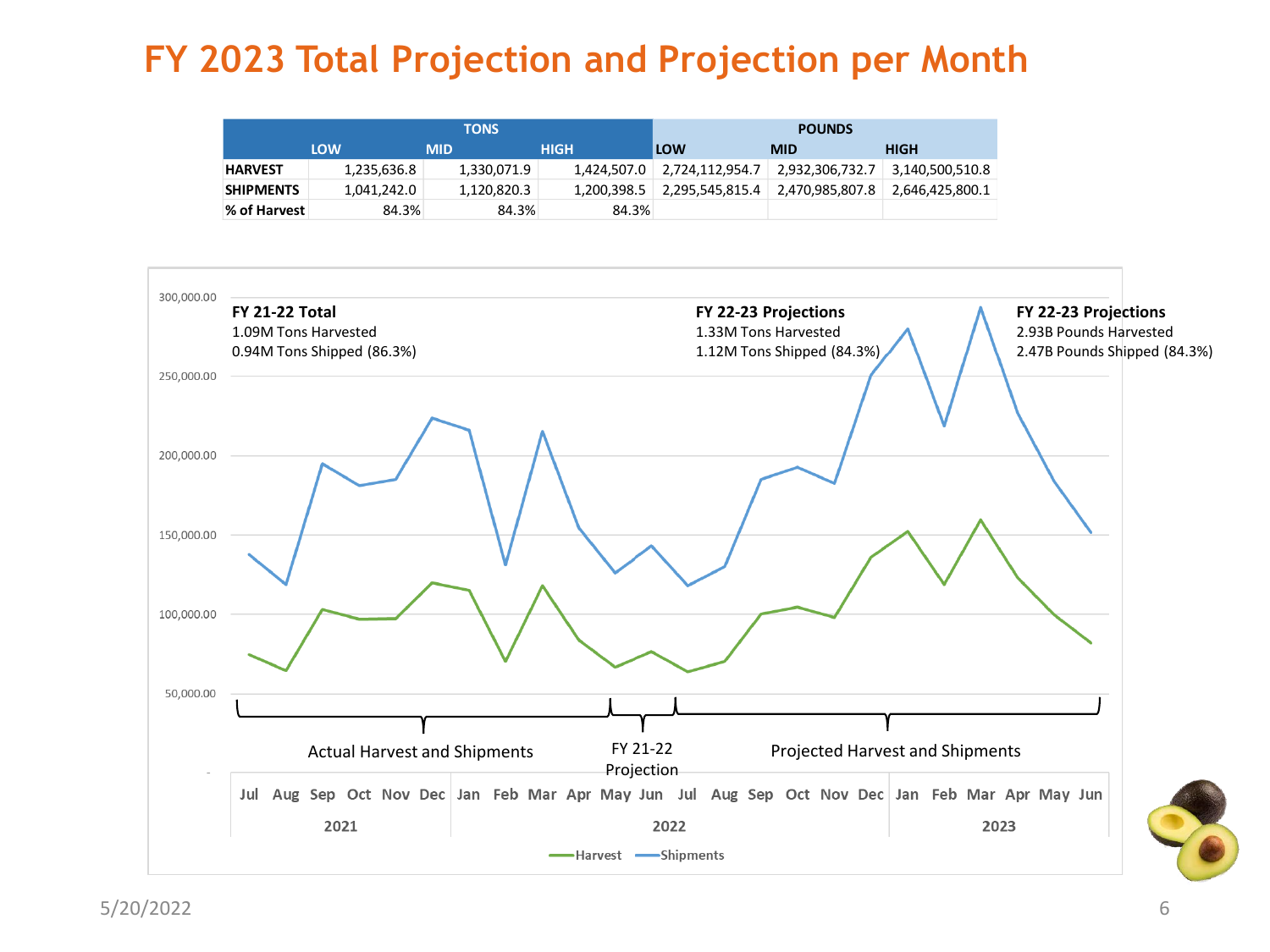# FY 2023 Total Projection and Projection per Month

| | TONS | | | POUNDS | | |
|---|---|---|---|---|---|---|
| | LOW | MID | HIGH | LOW | MID | HIGH |
| **HARVEST** | 1,235,636.8 | 1,330,071.9 | 1,424,507.0 | 2,724,112,954.7 | 2,932,306,732.7 | 3,140,500,510.8 |
| **SHIPMENTS** | 1,041,242.0 | 1,120,820.3 | 1,200,398.5 | 2,295,545,815.4 | 2,470,985,807.8 | 2,646,425,800.1 |
| **% of Harvest** | 84.3% | 84.3% | 84.3% | | | |

**FY 21-22 Total**
1.09M Tons Harvested
0.94M Tons Shipped (86.3%)

**FY 22-23 Projections**
1.33M Tons Harvested
1.12M Tons Shipped (84.3%)

**FY 22-23 Projections**
2.93B Pounds Harvested
2.47B Pounds Shipped (84.3%)

Actual Harvest and Shipments | FY 21-22 Projection | Projected Harvest and Shipments

Legend: Harvest, Shipments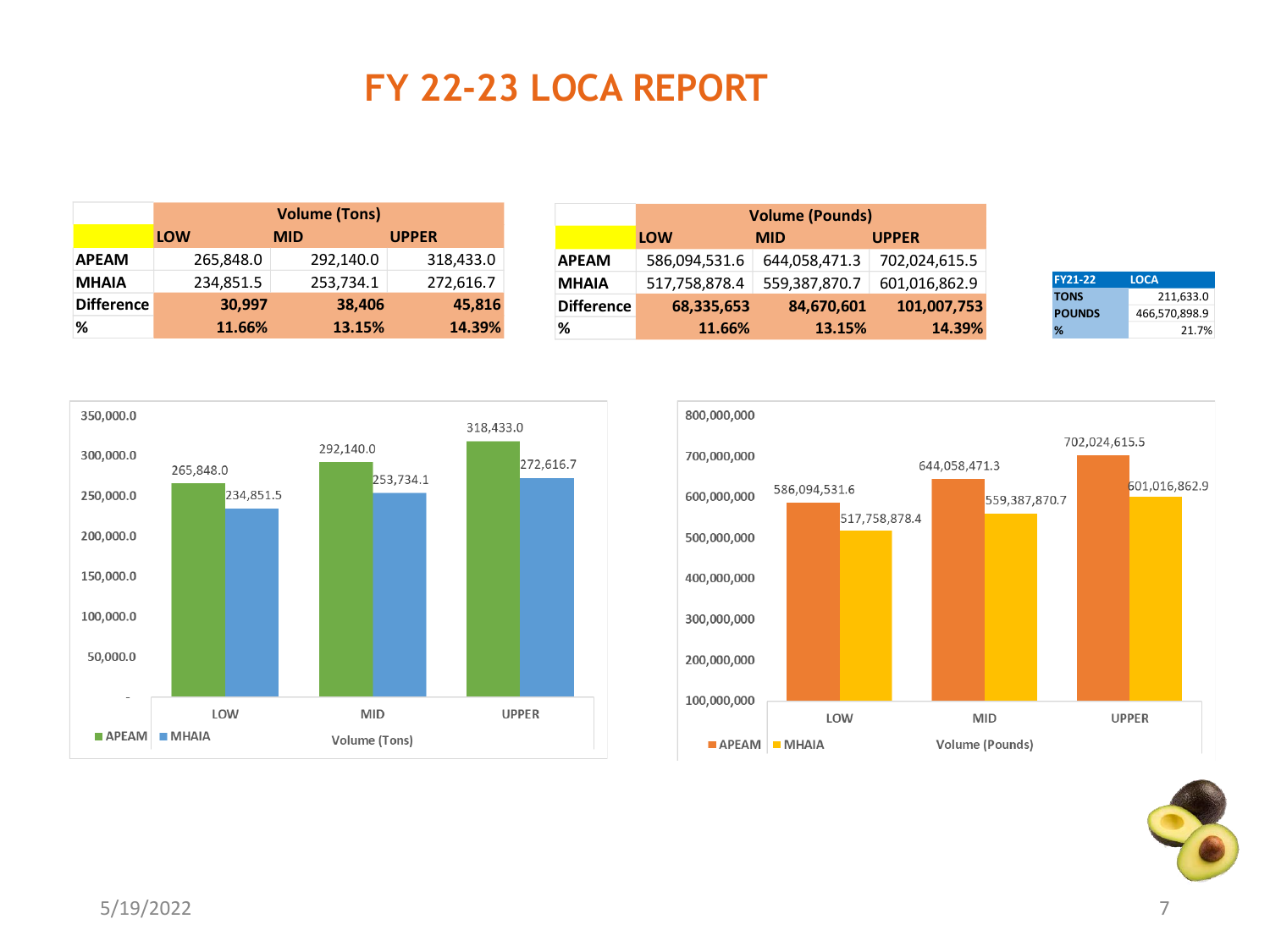# FY 22-23 LOCA REPORT

| | Volume (Tons) | | |
|---|---|---|---|
| | LOW | MID | UPPER |
| APEAM | 265,848.0 | 292,140.0 | 318,433.0 |
| MHAIA | 234,851.5 | 253,734.1 | 272,616.7 |
| Difference | 30,997 | 38,406 | 45,816 |
| % | 11.66% | 13.15% | 14.39% |

| | Volume (Pounds) | | |
|---|---|---|---|
| | LOW | MID | UPPER |
| APEAM | 586,094,531.6 | 644,058,471.3 | 702,024,615.5 |
| MHAIA | 517,758,878.4 | 559,387,870.7 | 601,016,862.9 |
| Difference | 68,335,653 | 84,670,601 | 101,007,753 |
| % | 11.66% | 13.15% | 14.39% |

| FY21-22 | LOCA |
|---|---|
| TONS | 211,633.0 |
| POUNDS | 466,570,898.9 |
| % | 21.7% |

5/19/2022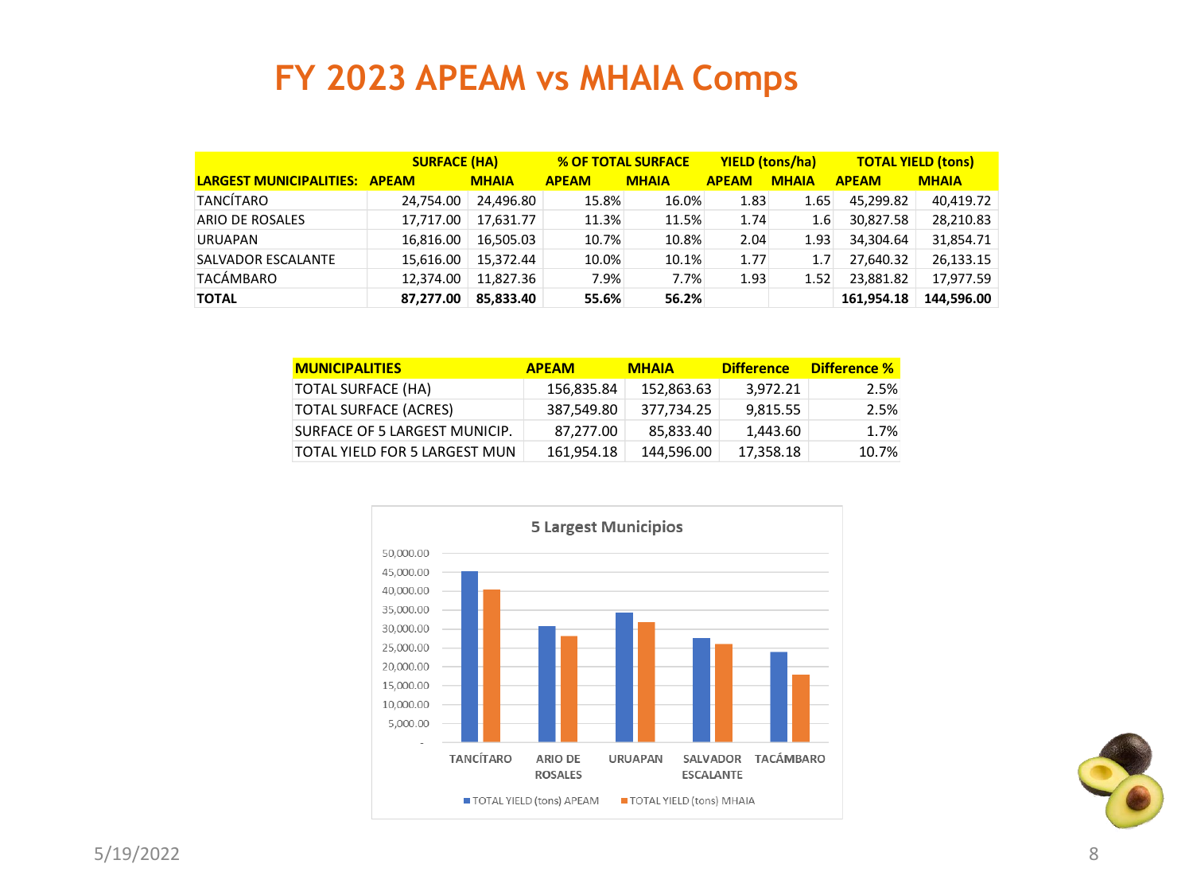# FY 2023 APEAM vs MHAIA Comps

| | SURFACE (HA) | | % OF TOTAL SURFACE | | YIELD (tons/ha) | | TOTAL YIELD (tons) | |
|---|---|---|---|---|---|---|---|---|
| LARGEST MUNICIPALITIES: | APEAM | MHAIA | APEAM | MHAIA | APEAM | MHAIA | APEAM | MHAIA |
| TANCÍTARO | 24,754.00 | 24,496.80 | 15.8% | 16.0% | 1.83 | 1.65 | 45,299.82 | 40,419.72 |
| ARIO DE ROSALES | 17,717.00 | 17,631.77 | 11.3% | 11.5% | 1.74 | 1.6 | 30,827.58 | 28,210.83 |
| URUAPAN | 16,816.00 | 16,505.03 | 10.7% | 10.8% | 2.04 | 1.93 | 34,304.64 | 31,854.71 |
| SALVADOR ESCALANTE | 15,616.00 | 15,372.44 | 10.0% | 10.1% | 1.77 | 1.7 | 27,640.32 | 26,133.15 |
| TACÁMBARO | 12,374.00 | 11,827.36 | 7.9% | 7.7% | 1.93 | 1.52 | 23,881.82 | 17,977.59 |
| **TOTAL** | **87,277.00** | **85,833.40** | **55.6%** | **56.2%** | | | **161,954.18** | **144,596.00** |

| MUNICIPALITIES | APEAM | MHAIA | Difference | Difference % |
|---|---|---|---|---|
| TOTAL SURFACE (HA) | 156,835.84 | 152,863.63 | 3,972.21 | 2.5% |
| TOTAL SURFACE (ACRES) | 387,549.80 | 377,734.25 | 9,815.55 | 2.5% |
| SURFACE OF 5 LARGEST MUNICIP. | 87,277.00 | 85,833.40 | 1,443.60 | 1.7% |
| TOTAL YIELD FOR 5 LARGEST MUN | 161,954.18 | 144,596.00 | 17,358.18 | 10.7% |

5 Largest Municipios

50,000.00
45,000.00
40,000.00
35,000.00
30,000.00
25,000.00
20,000.00
15,000.00
10,000.00
5,000.00
-

TANCÍTARO
ARIO DE ROSALES
URUAPAN
SALVADOR ESCALANTE
TACÁMBARO

TOTAL YIELD (tons) APEAM
TOTAL YIELD (tons) MHAIA

5/19/2022